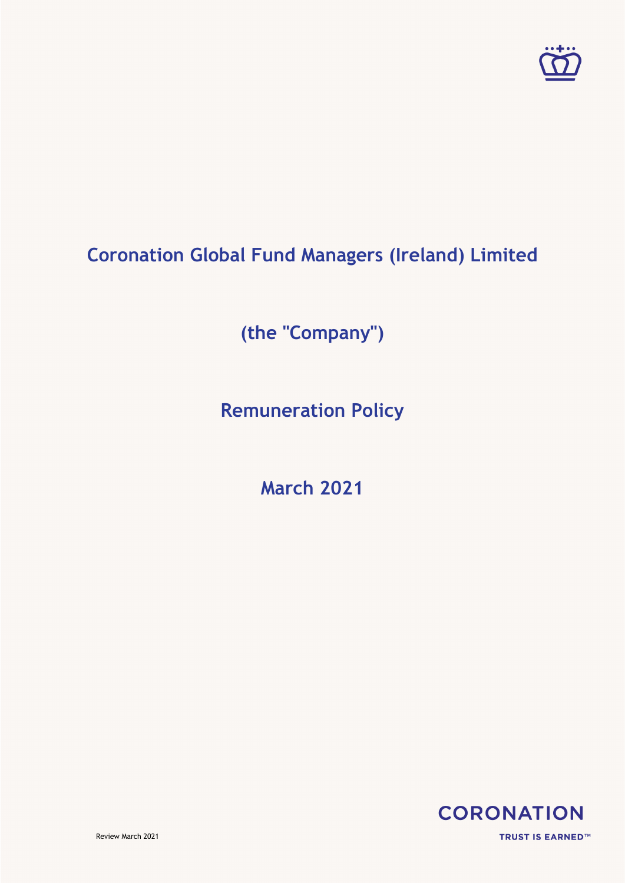# Coronation Global Fund Managers (Ireland) Limited

**(the "Company")**

**Remuneration Policy**

**March 2021**

CORONATION

TRUST IS EARNED™

Review March 2021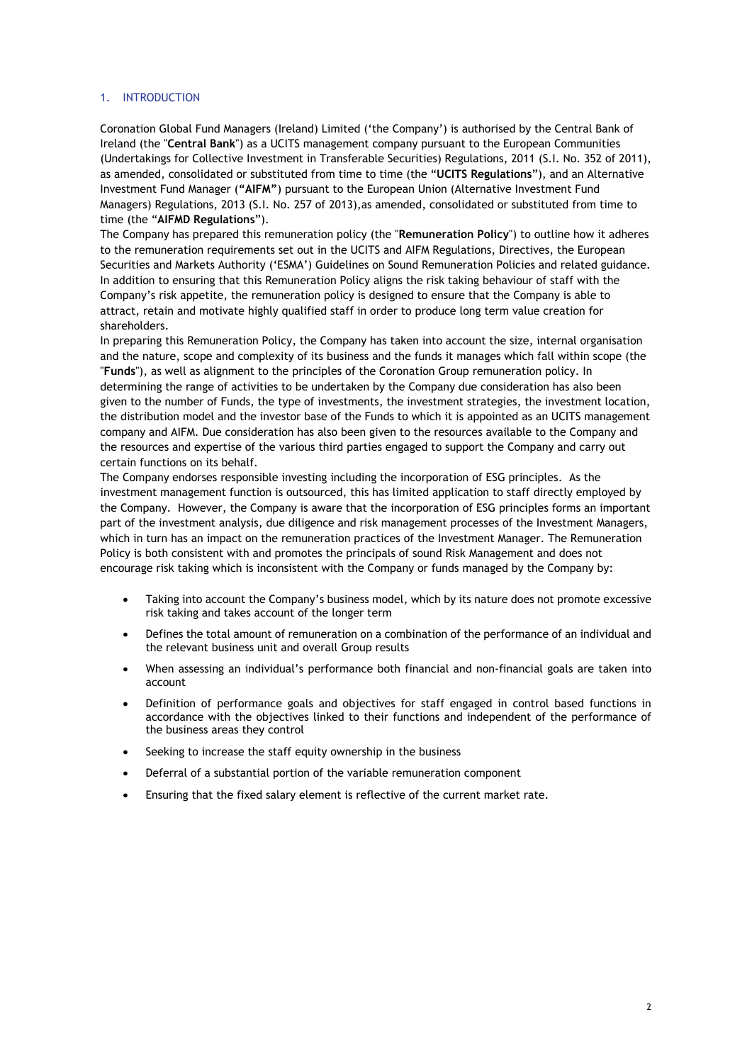## 1. INTRODUCTION

Coronation Global Fund Managers (Ireland) Limited ('the Company') is authorised by the Central Bank of Ireland (the "**Central Bank**") as a UCITS management company pursuant to the European Communities (Undertakings for Collective Investment in Transferable Securities) Regulations, 2011 (S.I. No. 352 of 2011), as amended, consolidated or substituted from time to time (the "**UCITS Regulations**"), and an Alternative Investment Fund Manager (**"AIFM"**) pursuant to the European Union (Alternative Investment Fund Managers) Regulations, 2013 (S.I. No. 257 of 2013),as amended, consolidated or substituted from time to time (the "**AIFMD Regulations**").

The Company has prepared this remuneration policy (the "**Remuneration Policy**") to outline how it adheres to the remuneration requirements set out in the UCITS and AIFM Regulations, Directives, the European Securities and Markets Authority ('ESMA') Guidelines on Sound Remuneration Policies and related guidance. In addition to ensuring that this Remuneration Policy aligns the risk taking behaviour of staff with the Company's risk appetite, the remuneration policy is designed to ensure that the Company is able to attract, retain and motivate highly qualified staff in order to produce long term value creation for shareholders.

In preparing this Remuneration Policy, the Company has taken into account the size, internal organisation and the nature, scope and complexity of its business and the funds it manages which fall within scope (the "**Funds**"), as well as alignment to the principles of the Coronation Group remuneration policy. In determining the range of activities to be undertaken by the Company due consideration has also been given to the number of Funds, the type of investments, the investment strategies, the investment location, the distribution model and the investor base of the Funds to which it is appointed as an UCITS management company and AIFM. Due consideration has also been given to the resources available to the Company and the resources and expertise of the various third parties engaged to support the Company and carry out certain functions on its behalf.

The Company endorses responsible investing including the incorporation of ESG principles. As the investment management function is outsourced, this has limited application to staff directly employed by the Company. However, the Company is aware that the incorporation of ESG principles forms an important part of the investment analysis, due diligence and risk management processes of the Investment Managers, which in turn has an impact on the remuneration practices of the Investment Manager. The Remuneration Policy is both consistent with and promotes the principals of sound Risk Management and does not encourage risk taking which is inconsistent with the Company or funds managed by the Company by:

- Taking into account the Company's business model, which by its nature does not promote excessive risk taking and takes account of the longer term
- Defines the total amount of remuneration on a combination of the performance of an individual and the relevant business unit and overall Group results
- When assessing an individual's performance both financial and non-financial goals are taken into account
- Definition of performance goals and objectives for staff engaged in control based functions in accordance with the objectives linked to their functions and independent of the performance of the business areas they control
- Seeking to increase the staff equity ownership in the business
- Deferral of a substantial portion of the variable remuneration component
- Ensuring that the fixed salary element is reflective of the current market rate.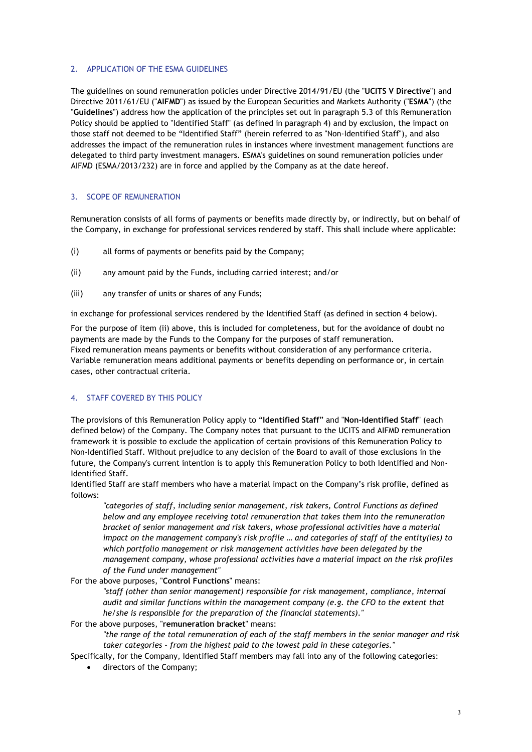## 2. APPLICATION OF THE ESMA GUIDELINES

The guidelines on sound remuneration policies under Directive 2014/91/EU (the "**UCITS V Directive**") and Directive 2011/61/EU ("**AIFMD**") as issued by the European Securities and Markets Authority ("**ESMA**") (the "**Guidelines**") address how the application of the principles set out in paragraph 5.3 of this Remuneration Policy should be applied to "Identified Staff" (as defined in paragraph 4) and by exclusion, the impact on those staff not deemed to be "Identified Staff" (herein referred to as "Non-Identified Staff"), and also addresses the impact of the remuneration rules in instances where investment management functions are delegated to third party investment managers. ESMA's guidelines on sound remuneration policies under AIFMD (ESMA/2013/232) are in force and applied by the Company as at the date hereof.

## 3. SCOPE OF REMUNERATION

Remuneration consists of all forms of payments or benefits made directly by, or indirectly, but on behalf of the Company, in exchange for professional services rendered by staff. This shall include where applicable:

(i) all forms of payments or benefits paid by the Company;

(ii) any amount paid by the Funds, including carried interest; and/or

(iii) any transfer of units or shares of any Funds;

in exchange for professional services rendered by the Identified Staff (as defined in section 4 below).

For the purpose of item (ii) above, this is included for completeness, but for the avoidance of doubt no payments are made by the Funds to the Company for the purposes of staff remuneration.
Fixed remuneration means payments or benefits without consideration of any performance criteria.
Variable remuneration means additional payments or benefits depending on performance or, in certain cases, other contractual criteria.

## 4. STAFF COVERED BY THIS POLICY

The provisions of this Remuneration Policy apply to "**Identified Staff**" and "**Non-Identified Staff**" (each defined below) of the Company. The Company notes that pursuant to the UCITS and AIFMD remuneration framework it is possible to exclude the application of certain provisions of this Remuneration Policy to Non-Identified Staff. Without prejudice to any decision of the Board to avail of those exclusions in the future, the Company's current intention is to apply this Remuneration Policy to both Identified and Non-Identified Staff.
Identified Staff are staff members who have a material impact on the Company's risk profile, defined as follows:

> *"categories of staff, including senior management, risk takers, Control Functions as defined below and any employee receiving total remuneration that takes them into the remuneration bracket of senior management and risk takers, whose professional activities have a material impact on the management company's risk profile … and categories of staff of the entity(ies) to which portfolio management or risk management activities have been delegated by the management company, whose professional activities have a material impact on the risk profiles of the Fund under management"*

For the above purposes, "**Control Functions**" means:

> *"staff (other than senior management) responsible for risk management, compliance, internal audit and similar functions within the management company (e.g. the CFO to the extent that he/she is responsible for the preparation of the financial statements)."*

For the above purposes, "**remuneration bracket**" means:

> *"the range of the total remuneration of each of the staff members in the senior manager and risk taker categories – from the highest paid to the lowest paid in these categories."*

Specifically, for the Company, Identified Staff members may fall into any of the following categories:

- directors of the Company;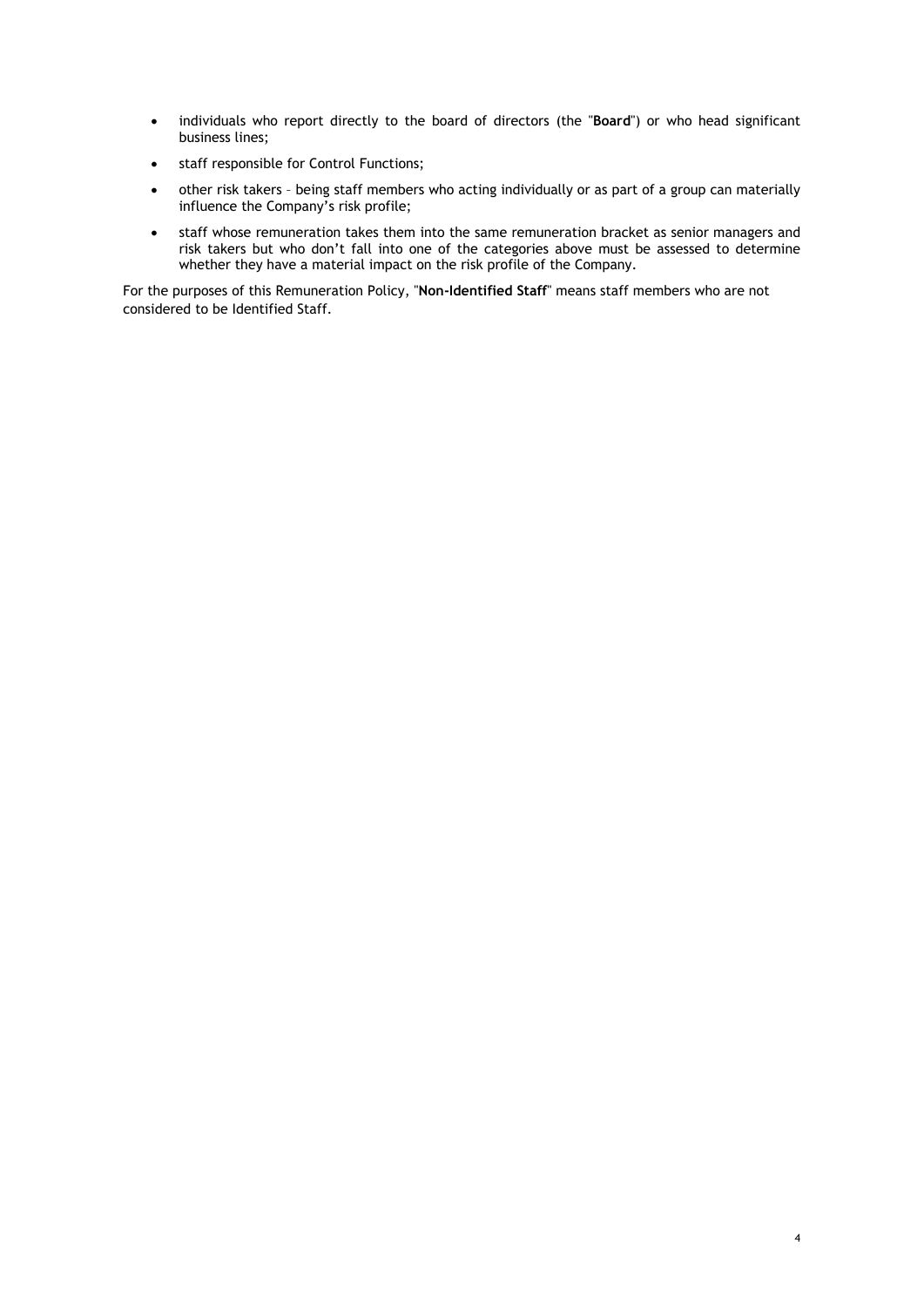- individuals who report directly to the board of directors (the "**Board**") or who head significant business lines;
- staff responsible for Control Functions;
- other risk takers – being staff members who acting individually or as part of a group can materially influence the Company's risk profile;
- staff whose remuneration takes them into the same remuneration bracket as senior managers and risk takers but who don't fall into one of the categories above must be assessed to determine whether they have a material impact on the risk profile of the Company.

For the purposes of this Remuneration Policy, "**Non-Identified Staff**" means staff members who are not considered to be Identified Staff.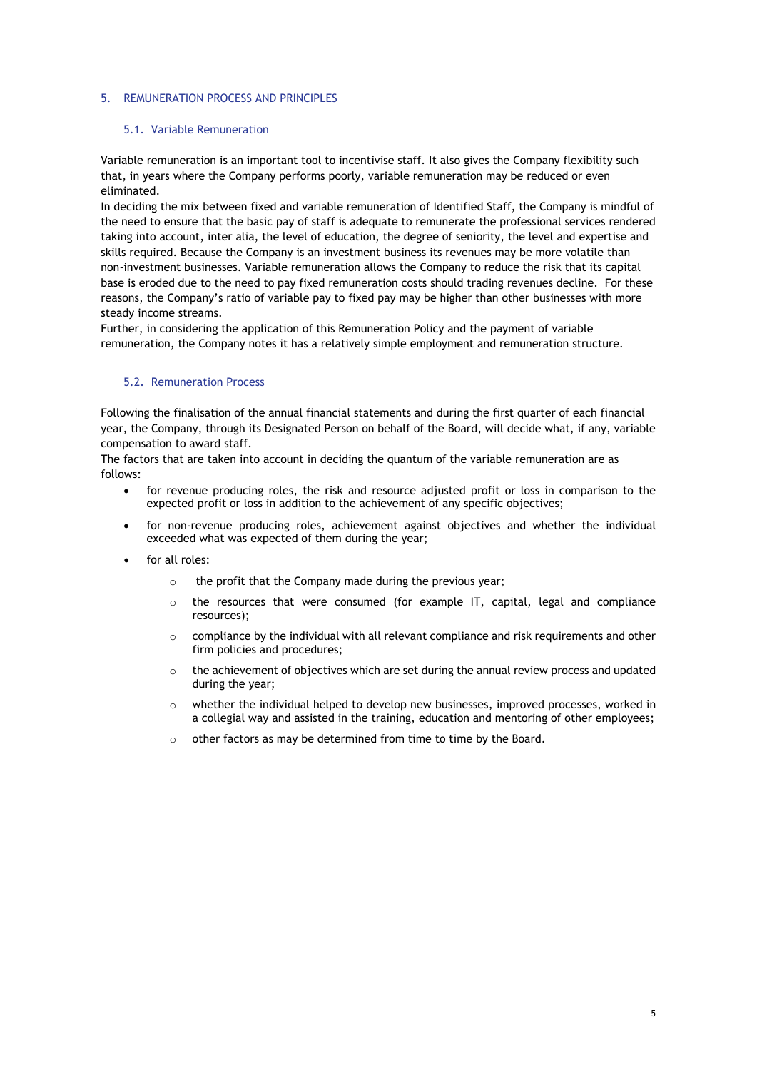## 5. REMUNERATION PROCESS AND PRINCIPLES

### 5.1. Variable Remuneration

Variable remuneration is an important tool to incentivise staff. It also gives the Company flexibility such that, in years where the Company performs poorly, variable remuneration may be reduced or even eliminated.

In deciding the mix between fixed and variable remuneration of Identified Staff, the Company is mindful of the need to ensure that the basic pay of staff is adequate to remunerate the professional services rendered taking into account, inter alia, the level of education, the degree of seniority, the level and expertise and skills required. Because the Company is an investment business its revenues may be more volatile than non-investment businesses. Variable remuneration allows the Company to reduce the risk that its capital base is eroded due to the need to pay fixed remuneration costs should trading revenues decline. For these reasons, the Company's ratio of variable pay to fixed pay may be higher than other businesses with more steady income streams.

Further, in considering the application of this Remuneration Policy and the payment of variable remuneration, the Company notes it has a relatively simple employment and remuneration structure.

### 5.2. Remuneration Process

Following the finalisation of the annual financial statements and during the first quarter of each financial year, the Company, through its Designated Person on behalf of the Board, will decide what, if any, variable compensation to award staff.

The factors that are taken into account in deciding the quantum of the variable remuneration are as follows:

- for revenue producing roles, the risk and resource adjusted profit or loss in comparison to the expected profit or loss in addition to the achievement of any specific objectives;
- for non-revenue producing roles, achievement against objectives and whether the individual exceeded what was expected of them during the year;
- for all roles:
  - the profit that the Company made during the previous year;
  - the resources that were consumed (for example IT, capital, legal and compliance resources);
  - compliance by the individual with all relevant compliance and risk requirements and other firm policies and procedures;
  - the achievement of objectives which are set during the annual review process and updated during the year;
  - whether the individual helped to develop new businesses, improved processes, worked in a collegial way and assisted in the training, education and mentoring of other employees;
  - other factors as may be determined from time to time by the Board.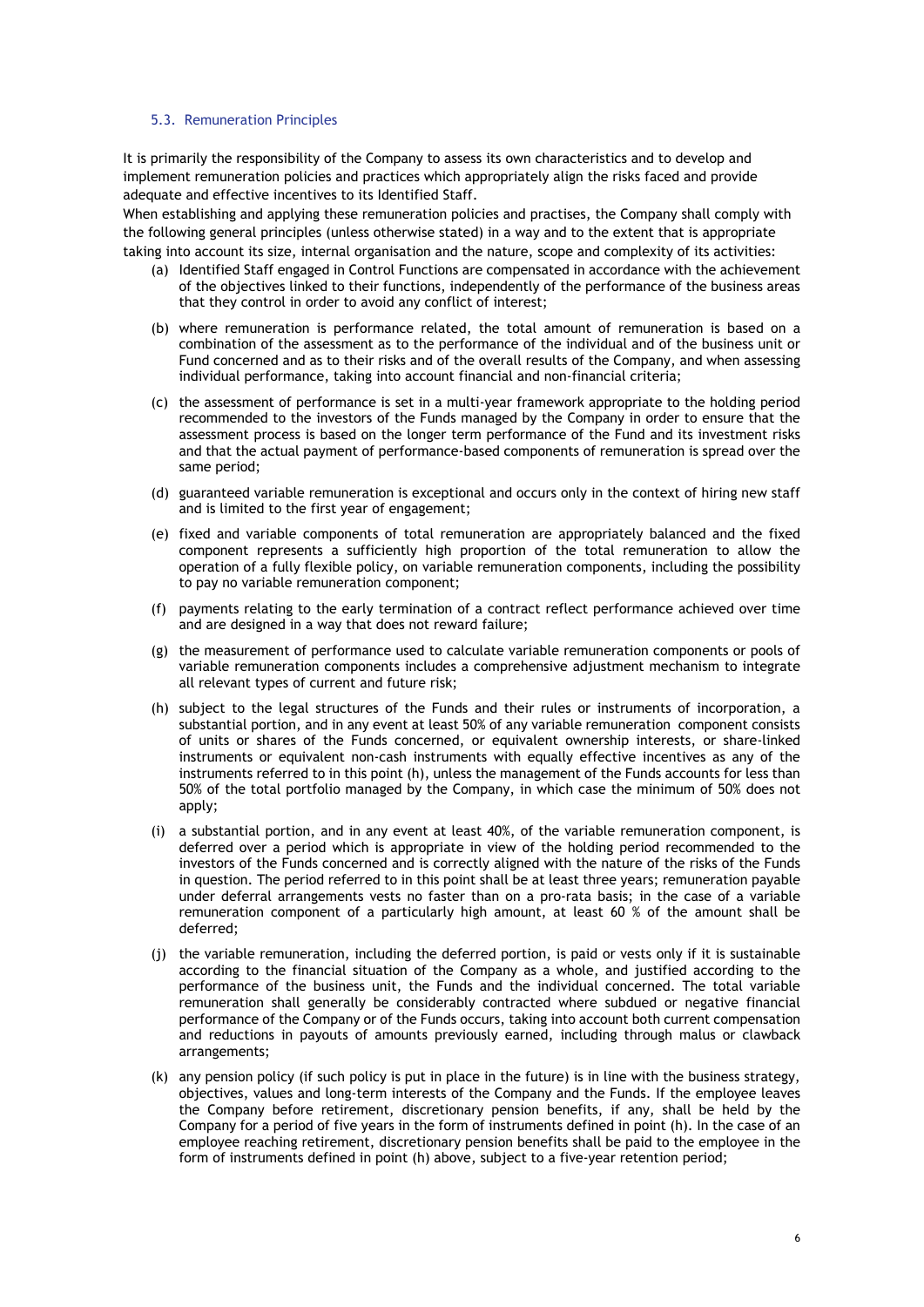### 5.3. Remuneration Principles

It is primarily the responsibility of the Company to assess its own characteristics and to develop and implement remuneration policies and practices which appropriately align the risks faced and provide adequate and effective incentives to its Identified Staff.

When establishing and applying these remuneration policies and practises, the Company shall comply with the following general principles (unless otherwise stated) in a way and to the extent that is appropriate taking into account its size, internal organisation and the nature, scope and complexity of its activities:

(a) Identified Staff engaged in Control Functions are compensated in accordance with the achievement of the objectives linked to their functions, independently of the performance of the business areas that they control in order to avoid any conflict of interest;

(b) where remuneration is performance related, the total amount of remuneration is based on a combination of the assessment as to the performance of the individual and of the business unit or Fund concerned and as to their risks and of the overall results of the Company, and when assessing individual performance, taking into account financial and non-financial criteria;

(c) the assessment of performance is set in a multi-year framework appropriate to the holding period recommended to the investors of the Funds managed by the Company in order to ensure that the assessment process is based on the longer term performance of the Fund and its investment risks and that the actual payment of performance-based components of remuneration is spread over the same period;

(d) guaranteed variable remuneration is exceptional and occurs only in the context of hiring new staff and is limited to the first year of engagement;

(e) fixed and variable components of total remuneration are appropriately balanced and the fixed component represents a sufficiently high proportion of the total remuneration to allow the operation of a fully flexible policy, on variable remuneration components, including the possibility to pay no variable remuneration component;

(f) payments relating to the early termination of a contract reflect performance achieved over time and are designed in a way that does not reward failure;

(g) the measurement of performance used to calculate variable remuneration components or pools of variable remuneration components includes a comprehensive adjustment mechanism to integrate all relevant types of current and future risk;

(h) subject to the legal structures of the Funds and their rules or instruments of incorporation, a substantial portion, and in any event at least 50% of any variable remuneration component consists of units or shares of the Funds concerned, or equivalent ownership interests, or share-linked instruments or equivalent non-cash instruments with equally effective incentives as any of the instruments referred to in this point (h), unless the management of the Funds accounts for less than 50% of the total portfolio managed by the Company, in which case the minimum of 50% does not apply;

(i) a substantial portion, and in any event at least 40%, of the variable remuneration component, is deferred over a period which is appropriate in view of the holding period recommended to the investors of the Funds concerned and is correctly aligned with the nature of the risks of the Funds in question. The period referred to in this point shall be at least three years; remuneration payable under deferral arrangements vests no faster than on a pro-rata basis; in the case of a variable remuneration component of a particularly high amount, at least 60 % of the amount shall be deferred;

(j) the variable remuneration, including the deferred portion, is paid or vests only if it is sustainable according to the financial situation of the Company as a whole, and justified according to the performance of the business unit, the Funds and the individual concerned. The total variable remuneration shall generally be considerably contracted where subdued or negative financial performance of the Company or of the Funds occurs, taking into account both current compensation and reductions in payouts of amounts previously earned, including through malus or clawback arrangements;

(k) any pension policy (if such policy is put in place in the future) is in line with the business strategy, objectives, values and long-term interests of the Company and the Funds. If the employee leaves the Company before retirement, discretionary pension benefits, if any, shall be held by the Company for a period of five years in the form of instruments defined in point (h). In the case of an employee reaching retirement, discretionary pension benefits shall be paid to the employee in the form of instruments defined in point (h) above, subject to a five-year retention period;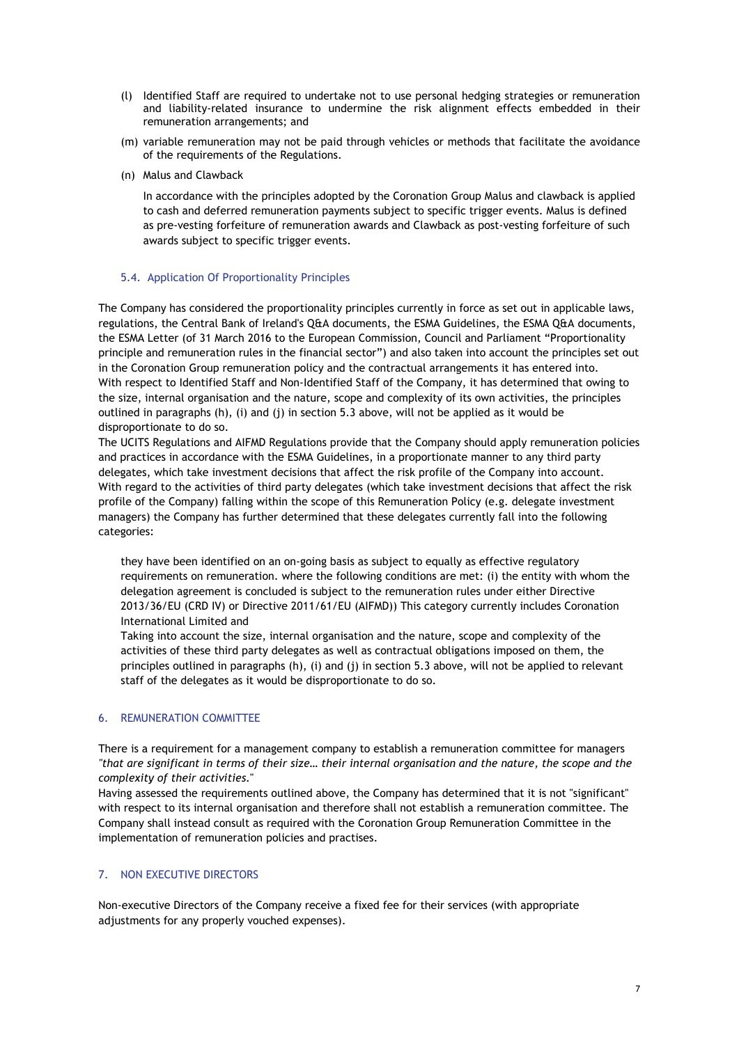(l) Identified Staff are required to undertake not to use personal hedging strategies or remuneration and liability-related insurance to undermine the risk alignment effects embedded in their remuneration arrangements; and

(m) variable remuneration may not be paid through vehicles or methods that facilitate the avoidance of the requirements of the Regulations.

(n) Malus and Clawback

In accordance with the principles adopted by the Coronation Group Malus and clawback is applied to cash and deferred remuneration payments subject to specific trigger events. Malus is defined as pre-vesting forfeiture of remuneration awards and Clawback as post-vesting forfeiture of such awards subject to specific trigger events.

### 5.4. Application Of Proportionality Principles

The Company has considered the proportionality principles currently in force as set out in applicable laws, regulations, the Central Bank of Ireland's Q&A documents, the ESMA Guidelines, the ESMA Q&A documents, the ESMA Letter (of 31 March 2016 to the European Commission, Council and Parliament "Proportionality principle and remuneration rules in the financial sector") and also taken into account the principles set out in the Coronation Group remuneration policy and the contractual arrangements it has entered into.
With respect to Identified Staff and Non-Identified Staff of the Company, it has determined that owing to the size, internal organisation and the nature, scope and complexity of its own activities, the principles outlined in paragraphs (h), (i) and (j) in section 5.3 above, will not be applied as it would be disproportionate to do so.
The UCITS Regulations and AIFMD Regulations provide that the Company should apply remuneration policies and practices in accordance with the ESMA Guidelines, in a proportionate manner to any third party delegates, which take investment decisions that affect the risk profile of the Company into account.
With regard to the activities of third party delegates (which take investment decisions that affect the risk profile of the Company) falling within the scope of this Remuneration Policy (e.g. delegate investment managers) the Company has further determined that these delegates currently fall into the following categories:

they have been identified on an on-going basis as subject to equally as effective regulatory requirements on remuneration. where the following conditions are met: (i) the entity with whom the delegation agreement is concluded is subject to the remuneration rules under either Directive 2013/36/EU (CRD IV) or Directive 2011/61/EU (AIFMD)) This category currently includes Coronation International Limited and
Taking into account the size, internal organisation and the nature, scope and complexity of the activities of these third party delegates as well as contractual obligations imposed on them, the principles outlined in paragraphs (h), (i) and (j) in section 5.3 above, will not be applied to relevant staff of the delegates as it would be disproportionate to do so.

## 6. REMUNERATION COMMITTEE

There is a requirement for a management company to establish a remuneration committee for managers "*that are significant in terms of their size… their internal organisation and the nature, the scope and the complexity of their activities.*"
Having assessed the requirements outlined above, the Company has determined that it is not "significant" with respect to its internal organisation and therefore shall not establish a remuneration committee. The Company shall instead consult as required with the Coronation Group Remuneration Committee in the implementation of remuneration policies and practises.

## 7. NON EXECUTIVE DIRECTORS

Non-executive Directors of the Company receive a fixed fee for their services (with appropriate adjustments for any properly vouched expenses).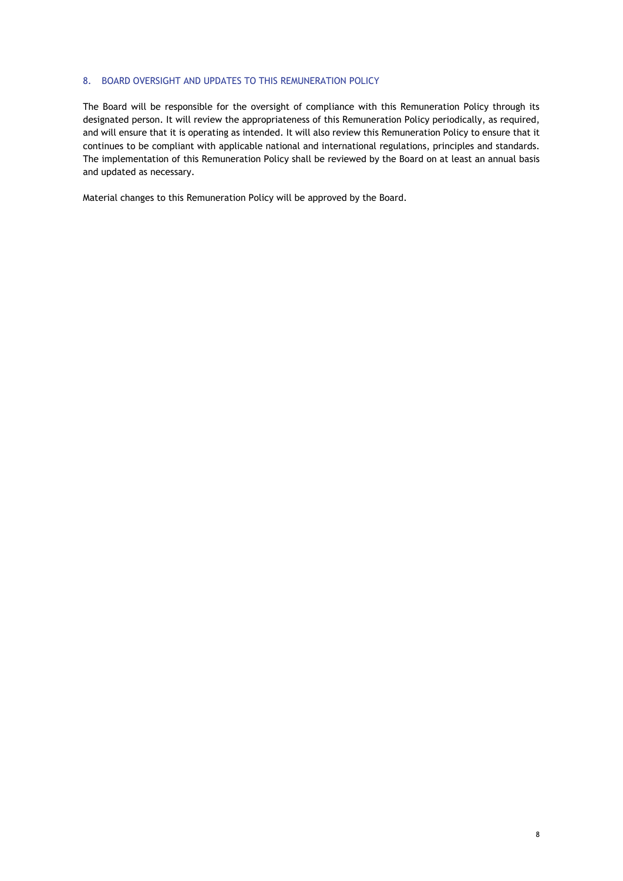## 8. BOARD OVERSIGHT AND UPDATES TO THIS REMUNERATION POLICY

The Board will be responsible for the oversight of compliance with this Remuneration Policy through its designated person. It will review the appropriateness of this Remuneration Policy periodically, as required, and will ensure that it is operating as intended. It will also review this Remuneration Policy to ensure that it continues to be compliant with applicable national and international regulations, principles and standards. The implementation of this Remuneration Policy shall be reviewed by the Board on at least an annual basis and updated as necessary.

Material changes to this Remuneration Policy will be approved by the Board.